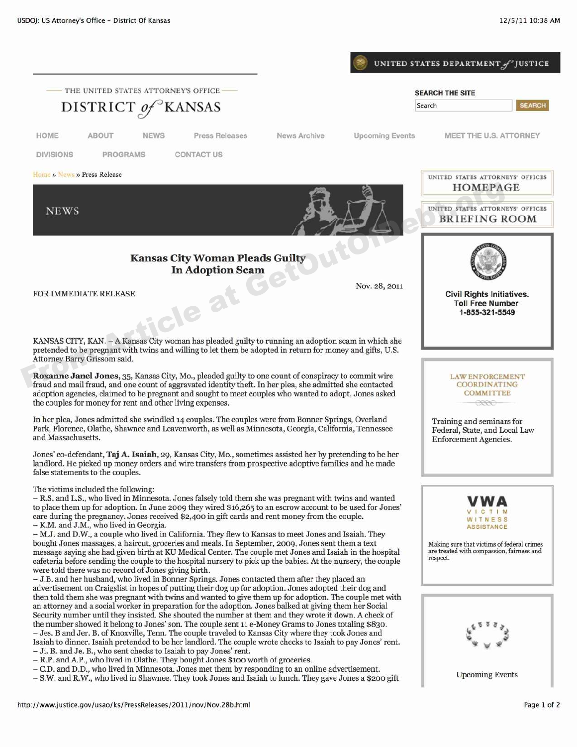THE UNITED STATES ATTORNEY'S OFFICE

DISTRICT of KANSAS

Home » News » Press Release

NEWS

# Kansas City Woman Pleads Guilty In Adoption Scam

FOR IMMEDIATE RELEASE

Nov. 28, 2011

KANSAS CITY, KAN. – A Kansas City woman has pleaded guilty to running an adoption scam in which she pretended to be pregnant with twins and willing to let them be adopted in return for money and gifts, U.S. Attorney Barry Grissom said.

**Roxanne Janel Jones**, 35, Kansas City, Mo., pleaded guilty to one count of conspiracy to commit wire fraud and mail fraud, and one count of aggravated identity theft. In her plea, she admitted she contacted adoption agencies, claimed to be pregnant and sought to meet couples who wanted to adopt. Jones asked the couples for money for rent and other living expenses.

In her plea, Jones admitted she swindled 14 couples. The couples were from Bonner Springs, Overland Park, Florence, Olathe, Shawnee and Leavenworth, as well as Minnesota, Georgia, California, Tennessee and Massachusetts.

Jones' co-defendant, **Taj A. Isaiah**, 29, Kansas City, Mo., sometimes assisted her by pretending to be her landlord. He picked up money orders and wire transfers from prospective adoptive families and he made false statements to the couples.

The victims included the following:
– R.S. and L.S., who lived in Minnesota. Jones falsely told them she was pregnant with twins and wanted to place them up for adoption. In June 2009 they wired $16,265 to an escrow account to be used for Jones' care during the pregnancy. Jones received $2,400 in gift cards and rent money from the couple.
– K.M. and J.M., who lived in Georgia.
– M.J. and D.W., a couple who lived in California. They flew to Kansas to meet Jones and Isaiah. They bought Jones massages, a haircut, groceries and meals. In September, 2009, Jones sent them a text message saying she had given birth at KU Medical Center. The couple met Jones and Isaiah in the hospital cafeteria before sending the couple to the hospital nursery to pick up the babies. At the nursery, the couple were told there was no record of Jones giving birth.
– J.B. and her husband, who lived in Bonner Springs. Jones contacted them after they placed an advertisement on Craigslist in hopes of putting their dog up for adoption. Jones adopted their dog and then told them she was pregnant with twins and wanted to give them up for adoption. The couple met with an attorney and a social worker in preparation for the adoption. Jones balked at giving them her Social Security number until they insisted. She shouted the number at them and they wrote it down. A check of the number showed it belong to Jones' son. The couple sent 11 e-Money Grams to Jones totaling $830.
– Jes. B and Jer. B. of Knoxville, Tenn. The couple traveled to Kansas City where they took Jones and Isaiah to dinner. Isaiah pretended to be her landlord. The couple wrote checks to Isaiah to pay Jones' rent.
– Ji. B. and Je. B., who sent checks to Isaiah to pay Jones' rent.
– R.P. and A.P., who lived in Olathe. They bought Jones $100 worth of groceries.
– C.D. and D.D., who lived in Minnesota. Jones met them by responding to an online advertisement.
– S.W. and R.W., who lived in Shawnee. They took Jones and Isaiah to lunch. They gave Jones a $200 gift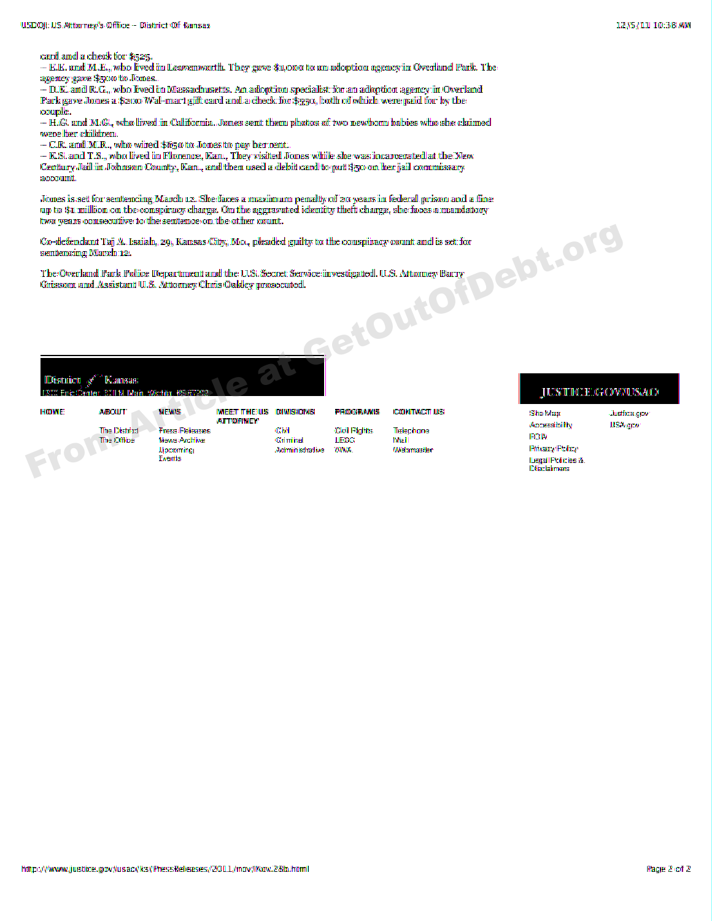card and a check for $525.
– E.K. and M.E., who lived in Leavenworth. They gave $1,000 to an adoption agency in Overland Park. The agency gave $500 to Jones.
– D.K. and R.G., who lived in Massachusetts. An adoption specialist for an adoption agency in Overland Park gave Jones a $200 Wal-mart gift card and a check for $550, both of which were paid for by the couple.
– H.G. and M.G., who lived in California. Jones sent them photos of two newborn babies who she claimed were her children.
– C.R. and M.R., who wired $650 to Jones to pay her rent.
– E.S. and T.S., who lived in Florence, Kan., They visited Jones while she was incarcerated at the New Century Jail in Johnson County, Kan., and then used a debit card to put $50 on her jail commissary account.

Jones is set for sentencing March 12. She faces a maximum penalty of 20 years in federal prison and a fine up to $1 million on the conspiracy charge. On the aggravated identity theft charge, she faces a mandatory two years consecutive to the sentence on the other count.

Co-defendant Taj A. Isaiah, 29, Kansas City, Mo., pleaded guilty to the conspiracy count and is set for sentencing March 12.

The Overland Park Police Department and the U.S. Secret Service investigated. U.S. Attorney Barry Grissom and Assistant U.S. Attorney Chris Oakley prosecuted.

District of Kansas
1200 Epic Center, 301 N. Main, Wichita, KS 67202

JUSTICE.GOV/USAO

HOME | ABOUT | NEWS | MEET THE US ATTORNEY | DIVISIONS | PROGRAMS | CONTACT US

The District
The Office

Press Releases
News Archive
Upcoming Events

Civil
Criminal
Administrative

Civil Rights
LECC
VWA

Telephone
Mail
Webmaster

Site Map
Accessibility
FOIA
Privacy Policy
Legal Policies & Disclaimers

Justice.gov
USA.gov